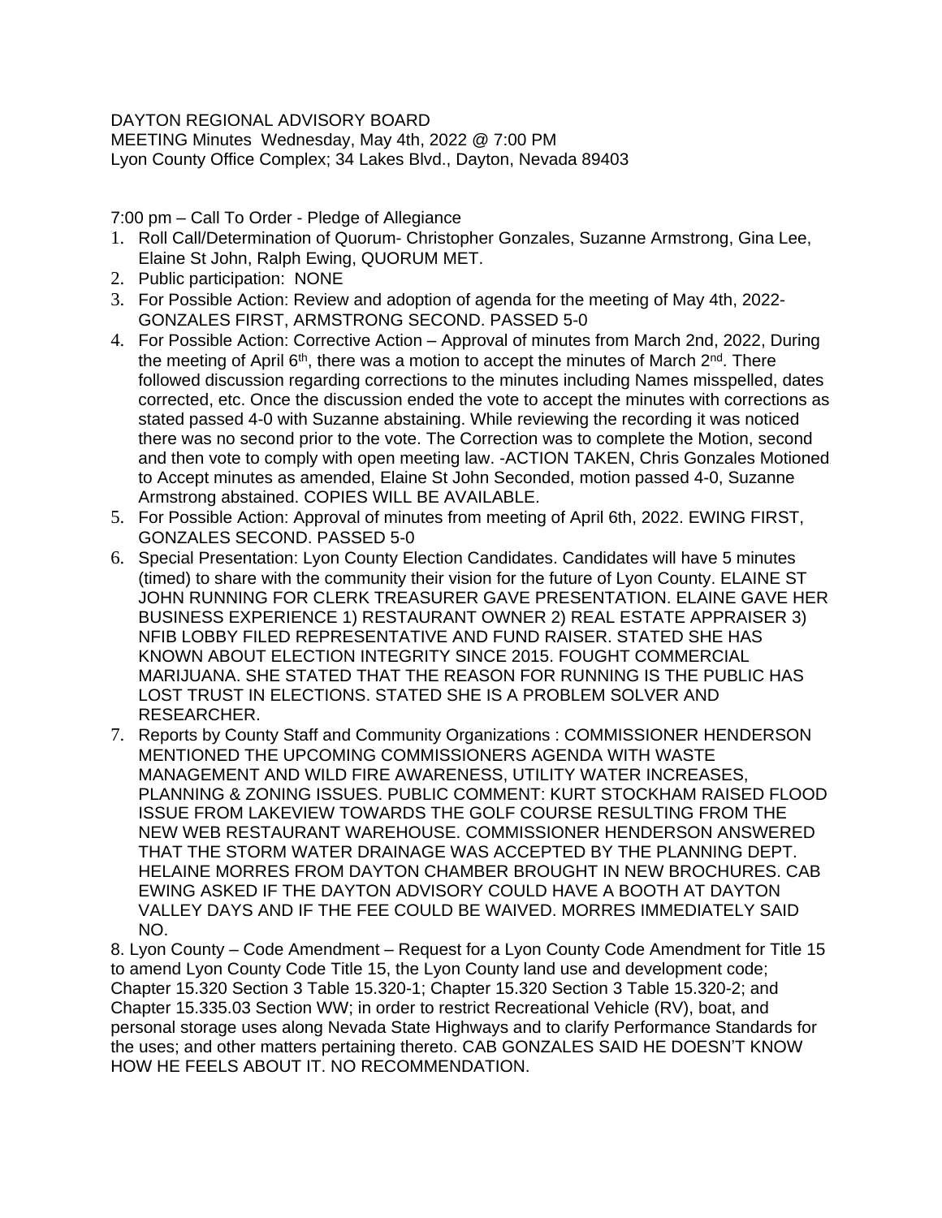DAYTON REGIONAL ADVISORY BOARD
MEETING Minutes Wednesday, May 4th, 2022 @ 7:00 PM
Lyon County Office Complex; 34 Lakes Blvd., Dayton, Nevada 89403

7:00 pm – Call To Order - Pledge of Allegiance

1. Roll Call/Determination of Quorum- Christopher Gonzales, Suzanne Armstrong, Gina Lee, Elaine St John, Ralph Ewing, QUORUM MET.
2. Public participation: NONE
3. For Possible Action: Review and adoption of agenda for the meeting of May 4th, 2022- GONZALES FIRST, ARMSTRONG SECOND. PASSED 5-0
4. For Possible Action: Corrective Action – Approval of minutes from March 2nd, 2022, During the meeting of April 6th, there was a motion to accept the minutes of March 2nd. There followed discussion regarding corrections to the minutes including Names misspelled, dates corrected, etc. Once the discussion ended the vote to accept the minutes with corrections as stated passed 4-0 with Suzanne abstaining. While reviewing the recording it was noticed there was no second prior to the vote. The Correction was to complete the Motion, second and then vote to comply with open meeting law. -ACTION TAKEN, Chris Gonzales Motioned to Accept minutes as amended, Elaine St John Seconded, motion passed 4-0, Suzanne Armstrong abstained. COPIES WILL BE AVAILABLE.
5. For Possible Action: Approval of minutes from meeting of April 6th, 2022. EWING FIRST, GONZALES SECOND. PASSED 5-0
6. Special Presentation: Lyon County Election Candidates. Candidates will have 5 minutes (timed) to share with the community their vision for the future of Lyon County. ELAINE ST JOHN RUNNING FOR CLERK TREASURER GAVE PRESENTATION. ELAINE GAVE HER BUSINESS EXPERIENCE 1) RESTAURANT OWNER 2) REAL ESTATE APPRAISER 3) NFIB LOBBY FILED REPRESENTATIVE AND FUND RAISER. STATED SHE HAS KNOWN ABOUT ELECTION INTEGRITY SINCE 2015. FOUGHT COMMERCIAL MARIJUANA. SHE STATED THAT THE REASON FOR RUNNING IS THE PUBLIC HAS LOST TRUST IN ELECTIONS. STATED SHE IS A PROBLEM SOLVER AND RESEARCHER.
7. Reports by County Staff and Community Organizations : COMMISSIONER HENDERSON MENTIONED THE UPCOMING COMMISSIONERS AGENDA WITH WASTE MANAGEMENT AND WILD FIRE AWARENESS, UTILITY WATER INCREASES, PLANNING & ZONING ISSUES. PUBLIC COMMENT: KURT STOCKHAM RAISED FLOOD ISSUE FROM LAKEVIEW TOWARDS THE GOLF COURSE RESULTING FROM THE NEW WEB RESTAURANT WAREHOUSE. COMMISSIONER HENDERSON ANSWERED THAT THE STORM WATER DRAINAGE WAS ACCEPTED BY THE PLANNING DEPT. HELAINE MORRES FROM DAYTON CHAMBER BROUGHT IN NEW BROCHURES. CAB EWING ASKED IF THE DAYTON ADVISORY COULD HAVE A BOOTH AT DAYTON VALLEY DAYS AND IF THE FEE COULD BE WAIVED. MORRES IMMEDIATELY SAID NO.

8. Lyon County – Code Amendment – Request for a Lyon County Code Amendment for Title 15 to amend Lyon County Code Title 15, the Lyon County land use and development code; Chapter 15.320 Section 3 Table 15.320-1; Chapter 15.320 Section 3 Table 15.320-2; and Chapter 15.335.03 Section WW; in order to restrict Recreational Vehicle (RV), boat, and personal storage uses along Nevada State Highways and to clarify Performance Standards for the uses; and other matters pertaining thereto. CAB GONZALES SAID HE DOESN'T KNOW HOW HE FEELS ABOUT IT. NO RECOMMENDATION.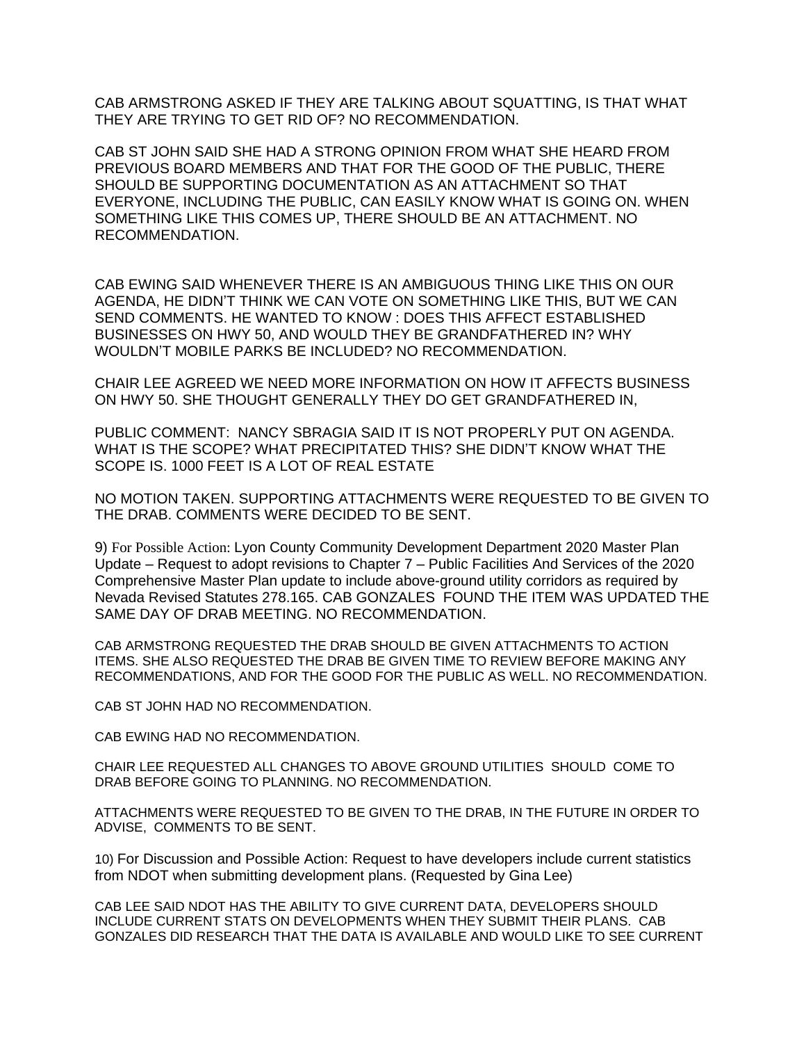CAB ARMSTRONG ASKED IF THEY ARE TALKING ABOUT SQUATTING, IS THAT WHAT THEY ARE TRYING TO GET RID OF? NO RECOMMENDATION.

CAB ST JOHN SAID SHE HAD A STRONG OPINION FROM WHAT SHE HEARD FROM PREVIOUS BOARD MEMBERS AND THAT FOR THE GOOD OF THE PUBLIC, THERE SHOULD BE SUPPORTING DOCUMENTATION AS AN ATTACHMENT SO THAT EVERYONE, INCLUDING THE PUBLIC, CAN EASILY KNOW WHAT IS GOING ON. WHEN SOMETHING LIKE THIS COMES UP, THERE SHOULD BE AN ATTACHMENT. NO RECOMMENDATION.

CAB EWING SAID WHENEVER THERE IS AN AMBIGUOUS THING LIKE THIS ON OUR AGENDA, HE DIDN'T THINK WE CAN VOTE ON SOMETHING LIKE THIS, BUT WE CAN SEND COMMENTS. HE WANTED TO KNOW : DOES THIS AFFECT ESTABLISHED BUSINESSES ON HWY 50, AND WOULD THEY BE GRANDFATHERED IN? WHY WOULDN'T MOBILE PARKS BE INCLUDED? NO RECOMMENDATION.

CHAIR LEE AGREED WE NEED MORE INFORMATION ON HOW IT AFFECTS BUSINESS ON HWY 50. SHE THOUGHT GENERALLY THEY DO GET GRANDFATHERED IN,

PUBLIC COMMENT: NANCY SBRAGIA SAID IT IS NOT PROPERLY PUT ON AGENDA. WHAT IS THE SCOPE? WHAT PRECIPITATED THIS? SHE DIDN'T KNOW WHAT THE SCOPE IS. 1000 FEET IS A LOT OF REAL ESTATE

NO MOTION TAKEN. SUPPORTING ATTACHMENTS WERE REQUESTED TO BE GIVEN TO THE DRAB. COMMENTS WERE DECIDED TO BE SENT.

9) For Possible Action: Lyon County Community Development Department 2020 Master Plan Update – Request to adopt revisions to Chapter 7 – Public Facilities And Services of the 2020 Comprehensive Master Plan update to include above-ground utility corridors as required by Nevada Revised Statutes 278.165. CAB GONZALES FOUND THE ITEM WAS UPDATED THE SAME DAY OF DRAB MEETING. NO RECOMMENDATION.

CAB ARMSTRONG REQUESTED THE DRAB SHOULD BE GIVEN ATTACHMENTS TO ACTION ITEMS. SHE ALSO REQUESTED THE DRAB BE GIVEN TIME TO REVIEW BEFORE MAKING ANY RECOMMENDATIONS, AND FOR THE GOOD FOR THE PUBLIC AS WELL. NO RECOMMENDATION.

CAB ST JOHN HAD NO RECOMMENDATION.

CAB EWING HAD NO RECOMMENDATION.

CHAIR LEE REQUESTED ALL CHANGES TO ABOVE GROUND UTILITIES SHOULD COME TO DRAB BEFORE GOING TO PLANNING. NO RECOMMENDATION.

ATTACHMENTS WERE REQUESTED TO BE GIVEN TO THE DRAB, IN THE FUTURE IN ORDER TO ADVISE, COMMENTS TO BE SENT.

10) For Discussion and Possible Action: Request to have developers include current statistics from NDOT when submitting development plans. (Requested by Gina Lee)

CAB LEE SAID NDOT HAS THE ABILITY TO GIVE CURRENT DATA, DEVELOPERS SHOULD INCLUDE CURRENT STATS ON DEVELOPMENTS WHEN THEY SUBMIT THEIR PLANS. CAB GONZALES DID RESEARCH THAT THE DATA IS AVAILABLE AND WOULD LIKE TO SEE CURRENT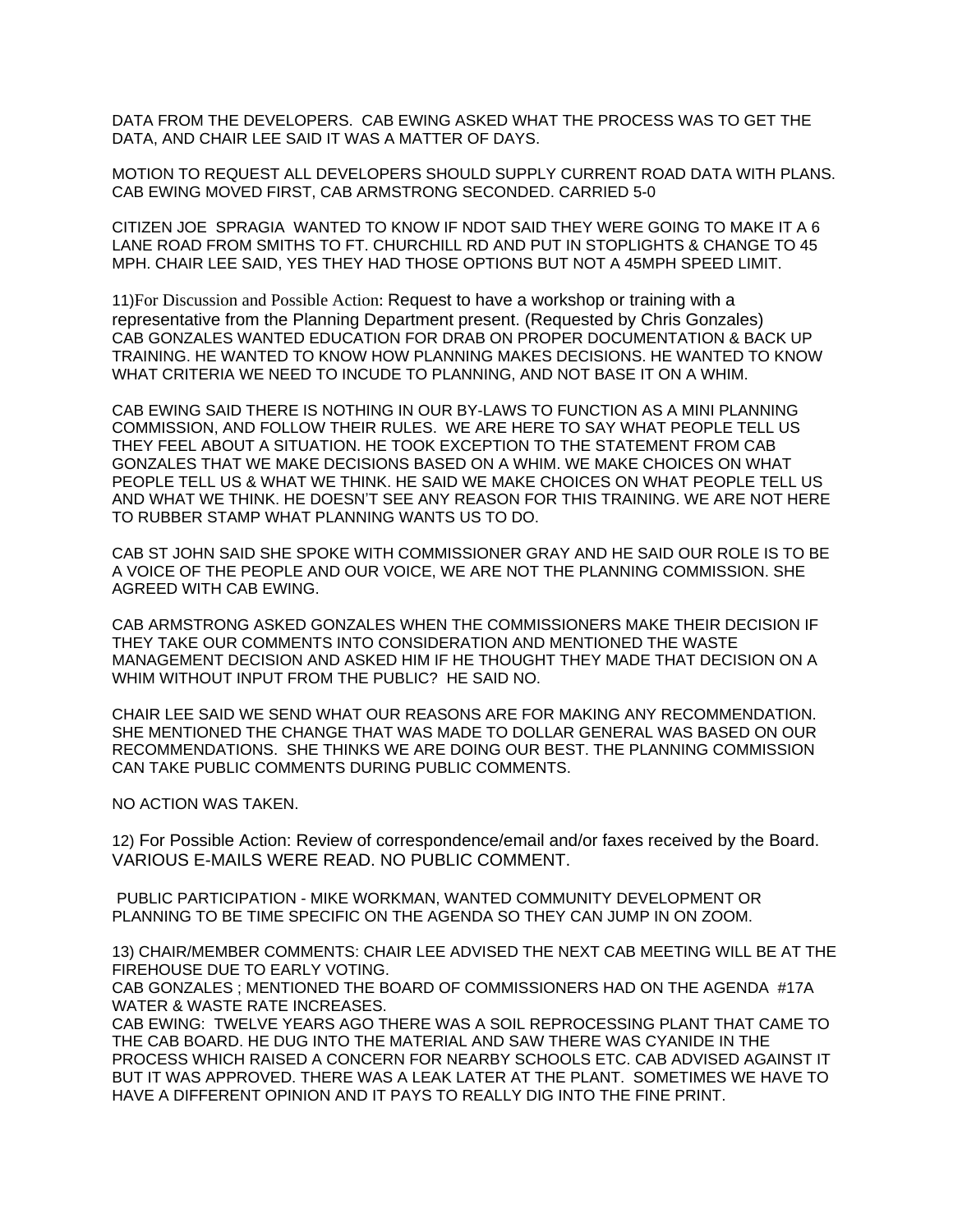DATA FROM THE DEVELOPERS. CAB EWING ASKED WHAT THE PROCESS WAS TO GET THE DATA, AND CHAIR LEE SAID IT WAS A MATTER OF DAYS.

MOTION TO REQUEST ALL DEVELOPERS SHOULD SUPPLY CURRENT ROAD DATA WITH PLANS. CAB EWING MOVED FIRST, CAB ARMSTRONG SECONDED. CARRIED 5-0

CITIZEN JOE SPRAGIA WANTED TO KNOW IF NDOT SAID THEY WERE GOING TO MAKE IT A 6 LANE ROAD FROM SMITHS TO FT. CHURCHILL RD AND PUT IN STOPLIGHTS & CHANGE TO 45 MPH. CHAIR LEE SAID, YES THEY HAD THOSE OPTIONS BUT NOT A 45MPH SPEED LIMIT.

11)For Discussion and Possible Action: Request to have a workshop or training with a representative from the Planning Department present. (Requested by Chris Gonzales)
CAB GONZALES WANTED EDUCATION FOR DRAB ON PROPER DOCUMENTATION & BACK UP TRAINING. HE WANTED TO KNOW HOW PLANNING MAKES DECISIONS. HE WANTED TO KNOW WHAT CRITERIA WE NEED TO INCUDE TO PLANNING, AND NOT BASE IT ON A WHIM.

CAB EWING SAID THERE IS NOTHING IN OUR BY-LAWS TO FUNCTION AS A MINI PLANNING COMMISSION, AND FOLLOW THEIR RULES. WE ARE HERE TO SAY WHAT PEOPLE TELL US THEY FEEL ABOUT A SITUATION. HE TOOK EXCEPTION TO THE STATEMENT FROM CAB GONZALES THAT WE MAKE DECISIONS BASED ON A WHIM. WE MAKE CHOICES ON WHAT PEOPLE TELL US & WHAT WE THINK. HE SAID WE MAKE CHOICES ON WHAT PEOPLE TELL US AND WHAT WE THINK. HE DOESN'T SEE ANY REASON FOR THIS TRAINING. WE ARE NOT HERE TO RUBBER STAMP WHAT PLANNING WANTS US TO DO.

CAB ST JOHN SAID SHE SPOKE WITH COMMISSIONER GRAY AND HE SAID OUR ROLE IS TO BE A VOICE OF THE PEOPLE AND OUR VOICE, WE ARE NOT THE PLANNING COMMISSION. SHE AGREED WITH CAB EWING.

CAB ARMSTRONG ASKED GONZALES WHEN THE COMMISSIONERS MAKE THEIR DECISION IF THEY TAKE OUR COMMENTS INTO CONSIDERATION AND MENTIONED THE WASTE MANAGEMENT DECISION AND ASKED HIM IF HE THOUGHT THEY MADE THAT DECISION ON A WHIM WITHOUT INPUT FROM THE PUBLIC? HE SAID NO.

CHAIR LEE SAID WE SEND WHAT OUR REASONS ARE FOR MAKING ANY RECOMMENDATION. SHE MENTIONED THE CHANGE THAT WAS MADE TO DOLLAR GENERAL WAS BASED ON OUR RECOMMENDATIONS. SHE THINKS WE ARE DOING OUR BEST. THE PLANNING COMMISSION CAN TAKE PUBLIC COMMENTS DURING PUBLIC COMMENTS.

NO ACTION WAS TAKEN.

12) For Possible Action: Review of correspondence/email and/or faxes received by the Board.
VARIOUS E-MAILS WERE READ. NO PUBLIC COMMENT.

PUBLIC PARTICIPATION - MIKE WORKMAN, WANTED COMMUNITY DEVELOPMENT OR PLANNING TO BE TIME SPECIFIC ON THE AGENDA SO THEY CAN JUMP IN ON ZOOM.

13) CHAIR/MEMBER COMMENTS: CHAIR LEE ADVISED THE NEXT CAB MEETING WILL BE AT THE FIREHOUSE DUE TO EARLY VOTING.
CAB GONZALES ; MENTIONED THE BOARD OF COMMISSIONERS HAD ON THE AGENDA #17A WATER & WASTE RATE INCREASES.
CAB EWING: TWELVE YEARS AGO THERE WAS A SOIL REPROCESSING PLANT THAT CAME TO THE CAB BOARD. HE DUG INTO THE MATERIAL AND SAW THERE WAS CYANIDE IN THE PROCESS WHICH RAISED A CONCERN FOR NEARBY SCHOOLS ETC. CAB ADVISED AGAINST IT BUT IT WAS APPROVED. THERE WAS A LEAK LATER AT THE PLANT. SOMETIMES WE HAVE TO HAVE A DIFFERENT OPINION AND IT PAYS TO REALLY DIG INTO THE FINE PRINT.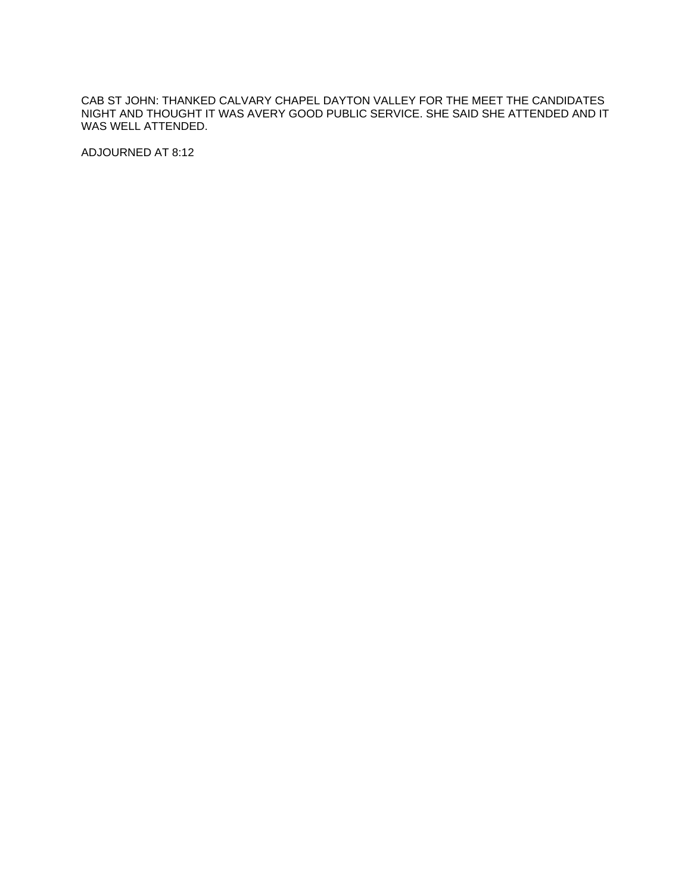CAB ST JOHN: THANKED CALVARY CHAPEL DAYTON VALLEY FOR THE MEET THE CANDIDATES NIGHT AND THOUGHT IT WAS AVERY GOOD PUBLIC SERVICE. SHE SAID SHE ATTENDED AND IT WAS WELL ATTENDED.

ADJOURNED AT 8:12